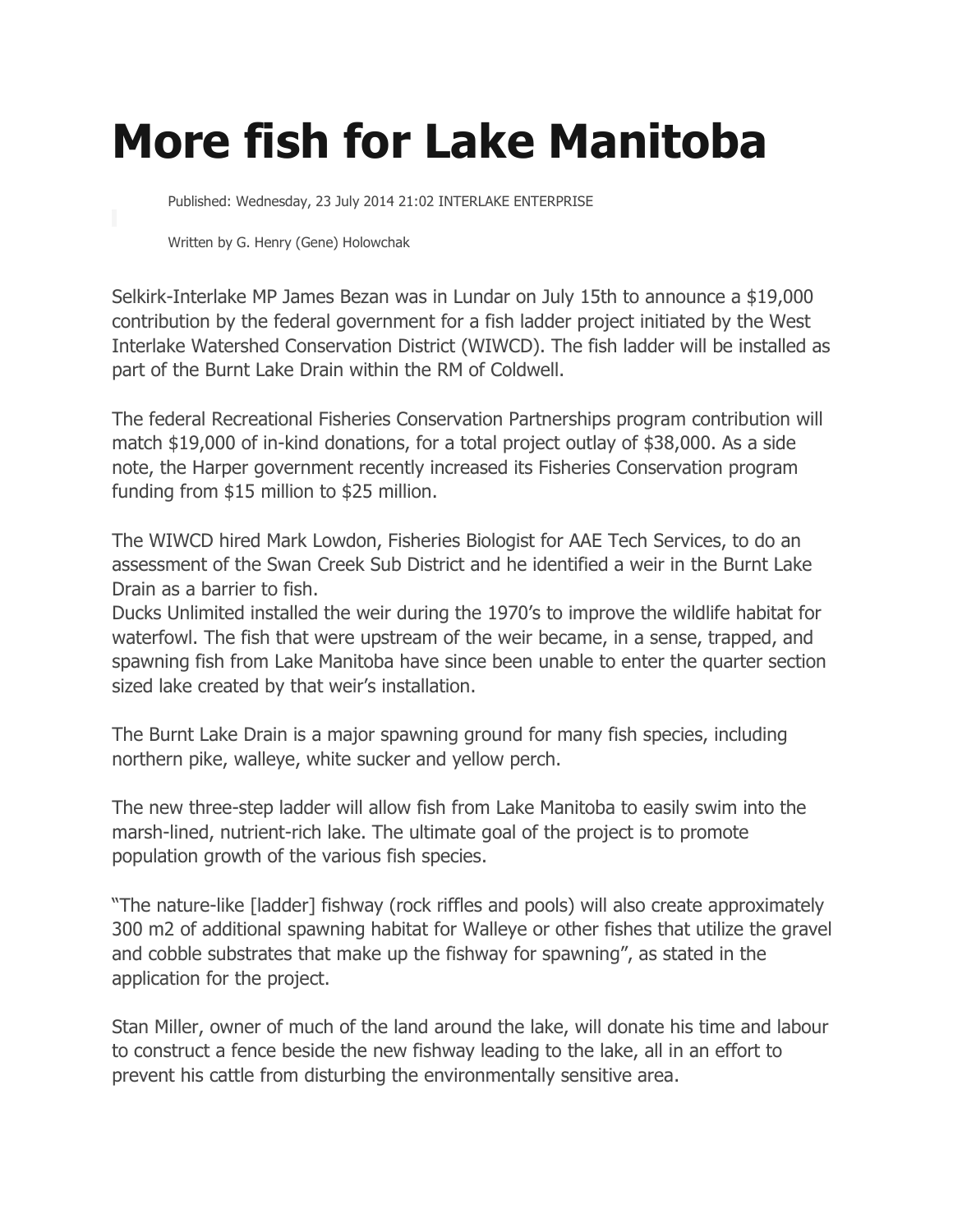# More fish for Lake Manitoba

Published: Wednesday, 23 July 2014 21:02 INTERLAKE ENTERPRISE

Written by G. Henry (Gene) Holowchak

Selkirk-Interlake MP James Bezan was in Lundar on July 15th to announce a $19,000 contribution by the federal government for a fish ladder project initiated by the West Interlake Watershed Conservation District (WIWCD). The fish ladder will be installed as part of the Burnt Lake Drain within the RM of Coldwell.

The federal Recreational Fisheries Conservation Partnerships program contribution will match $19,000 of in-kind donations, for a total project outlay of $38,000. As a side note, the Harper government recently increased its Fisheries Conservation program funding from $15 million to $25 million.

The WIWCD hired Mark Lowdon, Fisheries Biologist for AAE Tech Services, to do an assessment of the Swan Creek Sub District and he identified a weir in the Burnt Lake Drain as a barrier to fish.
Ducks Unlimited installed the weir during the 1970's to improve the wildlife habitat for waterfowl. The fish that were upstream of the weir became, in a sense, trapped, and spawning fish from Lake Manitoba have since been unable to enter the quarter section sized lake created by that weir's installation.

The Burnt Lake Drain is a major spawning ground for many fish species, including northern pike, walleye, white sucker and yellow perch.

The new three-step ladder will allow fish from Lake Manitoba to easily swim into the marsh-lined, nutrient-rich lake. The ultimate goal of the project is to promote population growth of the various fish species.

"The nature-like [ladder] fishway (rock riffles and pools) will also create approximately 300 m2 of additional spawning habitat for Walleye or other fishes that utilize the gravel and cobble substrates that make up the fishway for spawning", as stated in the application for the project.

Stan Miller, owner of much of the land around the lake, will donate his time and labour to construct a fence beside the new fishway leading to the lake, all in an effort to prevent his cattle from disturbing the environmentally sensitive area.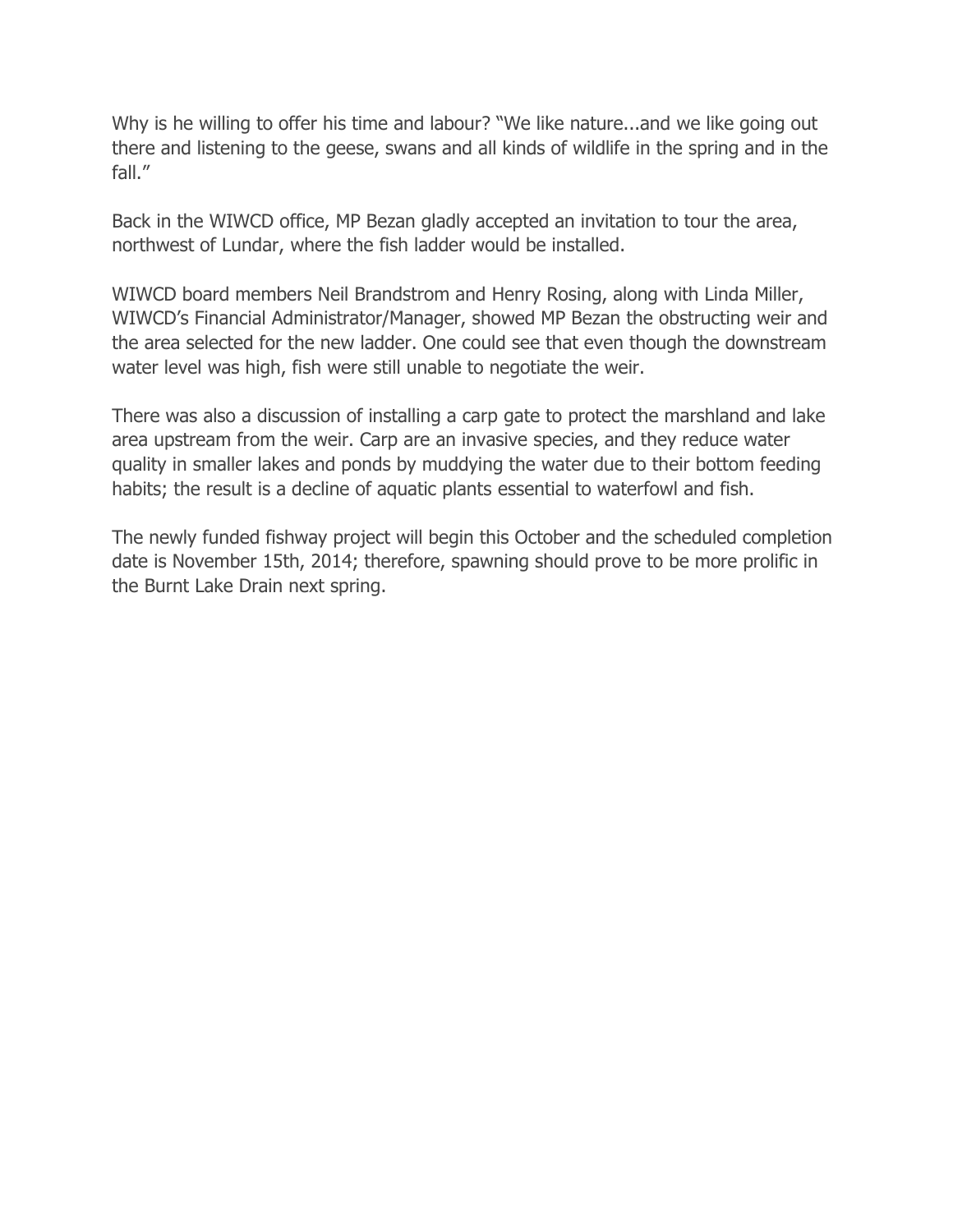Why is he willing to offer his time and labour? "We like nature...and we like going out there and listening to the geese, swans and all kinds of wildlife in the spring and in the fall."

Back in the WIWCD office, MP Bezan gladly accepted an invitation to tour the area, northwest of Lundar, where the fish ladder would be installed.

WIWCD board members Neil Brandstrom and Henry Rosing, along with Linda Miller, WIWCD's Financial Administrator/Manager, showed MP Bezan the obstructing weir and the area selected for the new ladder. One could see that even though the downstream water level was high, fish were still unable to negotiate the weir.

There was also a discussion of installing a carp gate to protect the marshland and lake area upstream from the weir. Carp are an invasive species, and they reduce water quality in smaller lakes and ponds by muddying the water due to their bottom feeding habits; the result is a decline of aquatic plants essential to waterfowl and fish.

The newly funded fishway project will begin this October and the scheduled completion date is November 15th, 2014; therefore, spawning should prove to be more prolific in the Burnt Lake Drain next spring.